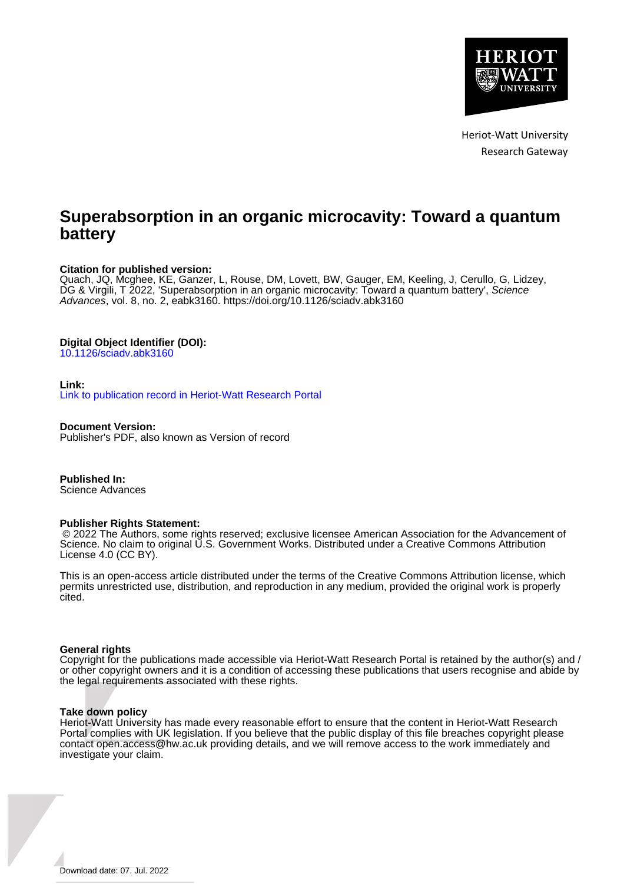Heriot-Watt University
Research Gateway

# Superabsorption in an organic microcavity: Toward a quantum battery

**Citation for published version:**
Quach, JQ, Mcghee, KE, Ganzer, L, Rouse, DM, Lovett, BW, Gauger, EM, Keeling, J, Cerullo, G, Lidzey, DG & Virgili, T 2022, 'Superabsorption in an organic microcavity: Toward a quantum battery', *Science Advances*, vol. 8, no. 2, eabk3160. https://doi.org/10.1126/sciadv.abk3160

**Digital Object Identifier (DOI):**
10.1126/sciadv.abk3160

**Link:**
Link to publication record in Heriot-Watt Research Portal

**Document Version:**
Publisher's PDF, also known as Version of record

**Published In:**
Science Advances

**Publisher Rights Statement:**
© 2022 The Authors, some rights reserved; exclusive licensee American Association for the Advancement of Science. No claim to original U.S. Government Works. Distributed under a Creative Commons Attribution License 4.0 (CC BY).

This is an open-access article distributed under the terms of the Creative Commons Attribution license, which permits unrestricted use, distribution, and reproduction in any medium, provided the original work is properly cited.

**General rights**
Copyright for the publications made accessible via Heriot-Watt Research Portal is retained by the author(s) and / or other copyright owners and it is a condition of accessing these publications that users recognise and abide by the legal requirements associated with these rights.

**Take down policy**
Heriot-Watt University has made every reasonable effort to ensure that the content in Heriot-Watt Research Portal complies with UK legislation. If you believe that the public display of this file breaches copyright please contact open.access@hw.ac.uk providing details, and we will remove access to the work immediately and investigate your claim.

Download date: 07. Jul. 2022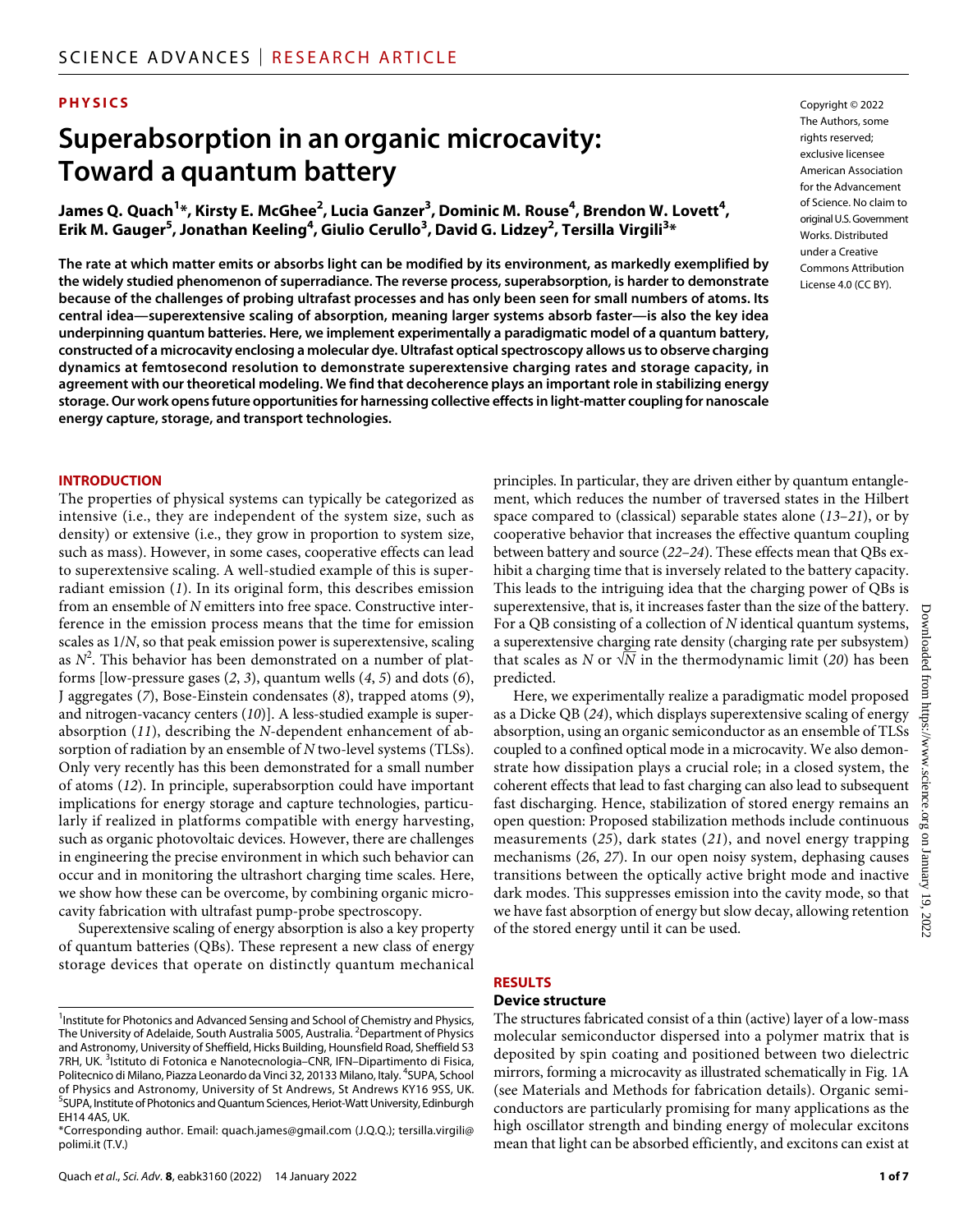PHYSICS

# Superabsorption in an organic microcavity: Toward a quantum battery

**James Q. Quach[1]\*, Kirsty E. McGhee[2], Lucia Ganzer[3], Dominic M. Rouse[4], Brendon W. Lovett[4], Erik M. Gauger[5], Jonathan Keeling[4], Giulio Cerullo[3], David G. Lidzey[2], Tersilla Virgili[3]\***

Copyright © 2022 The Authors, some rights reserved; exclusive licensee American Association for the Advancement of Science. No claim to original U.S. Government Works. Distributed under a Creative Commons Attribution License 4.0 (CC BY).

**The rate at which matter emits or absorbs light can be modified by its environment, as markedly exemplified by the widely studied phenomenon of superradiance. The reverse process, superabsorption, is harder to demonstrate because of the challenges of probing ultrafast processes and has only been seen for small numbers of atoms. Its central idea—superextensive scaling of absorption, meaning larger systems absorb faster—is also the key idea underpinning quantum batteries. Here, we implement experimentally a paradigmatic model of a quantum battery, constructed of a microcavity enclosing a molecular dye. Ultrafast optical spectroscopy allows us to observe charging dynamics at femtosecond resolution to demonstrate superextensive charging rates and storage capacity, in agreement with our theoretical modeling. We find that decoherence plays an important role in stabilizing energy storage. Our work opens future opportunities for harnessing collective effects in light-matter coupling for nanoscale energy capture, storage, and transport technologies.**

## INTRODUCTION

The properties of physical systems can typically be categorized as intensive (i.e., they are independent of the system size, such as density) or extensive (i.e., they grow in proportion to system size, such as mass). However, in some cases, cooperative effects can lead to superextensive scaling. A well-studied example of this is superradiant emission (*1*). In its original form, this describes emission from an ensemble of $N$ emitters into free space. Constructive interference in the emission process means that the time for emission scales as $1/N$, so that peak emission power is superextensive, scaling as $N^2$. This behavior has been demonstrated on a number of platforms [low-pressure gases (*2*, *3*), quantum wells (*4*, *5*) and dots (*6*), J aggregates (*7*), Bose-Einstein condensates (*8*), trapped atoms (*9*), and nitrogen-vacancy centers (*10*)]. A less-studied example is superabsorption (*11*), describing the $N$-dependent enhancement of absorption of radiation by an ensemble of $N$ two-level systems (TLSs). Only very recently has this been demonstrated for a small number of atoms (*12*). In principle, superabsorption could have important implications for energy storage and capture technologies, particularly if realized in platforms compatible with energy harvesting, such as organic photovoltaic devices. However, there are challenges in engineering the precise environment in which such behavior can occur and in monitoring the ultrashort charging time scales. Here, we show how these can be overcome, by combining organic microcavity fabrication with ultrafast pump-probe spectroscopy.

Superextensive scaling of energy absorption is also a key property of quantum batteries (QBs). These represent a new class of energy storage devices that operate on distinctly quantum mechanical principles. In particular, they are driven either by quantum entanglement, which reduces the number of traversed states in the Hilbert space compared to (classical) separable states alone (*13*–*21*), or by cooperative behavior that increases the effective quantum coupling between battery and source (*22*–*24*). These effects mean that QBs exhibit a charging time that is inversely related to the battery capacity. This leads to the intriguing idea that the charging power of QBs is superextensive, that is, it increases faster than the size of the battery. For a QB consisting of a collection of $N$ identical quantum systems, a superextensive charging rate density (charging rate per subsystem) that scales as $N$ or $\sqrt{N}$ in the thermodynamic limit (*20*) has been predicted.

Here, we experimentally realize a paradigmatic model proposed as a Dicke QB (*24*), which displays superextensive scaling of energy absorption, using an organic semiconductor as an ensemble of TLSs coupled to a confined optical mode in a microcavity. We also demonstrate how dissipation plays a crucial role; in a closed system, the coherent effects that lead to fast charging can also lead to subsequent fast discharging. Hence, stabilization of stored energy remains an open question: Proposed stabilization methods include continuous measurements (*25*), dark states (*21*), and novel energy trapping mechanisms (*26*, *27*). In our open noisy system, dephasing causes transitions between the optically active bright mode and inactive dark modes. This suppresses emission into the cavity mode, so that we have fast absorption of energy but slow decay, allowing retention of the stored energy until it can be used.

## RESULTS

### Device structure

The structures fabricated consist of a thin (active) layer of a low-mass molecular semiconductor dispersed into a polymer matrix that is deposited by spin coating and positioned between two dielectric mirrors, forming a microcavity as illustrated schematically in Fig. 1A (see Materials and Methods for fabrication details). Organic semiconductors are particularly promising for many applications as the high oscillator strength and binding energy of molecular excitons mean that light can be absorbed efficiently, and excitons can exist at

[1]Institute for Photonics and Advanced Sensing and School of Chemistry and Physics, The University of Adelaide, South Australia 5005, Australia. [2]Department of Physics and Astronomy, University of Sheffield, Hicks Building, Hounsfield Road, Sheffield S3 7RH, UK. [3]Istituto di Fotonica e Nanotecnologia–CNR, IFN–Dipartimento di Fisica, Politecnico di Milano, Piazza Leonardo da Vinci 32, 20133 Milano, Italy. [4]SUPA, School of Physics and Astronomy, University of St Andrews, St Andrews KY16 9SS, UK. [5]SUPA, Institute of Photonics and Quantum Sciences, Heriot-Watt University, Edinburgh EH14 4AS, UK.
\*Corresponding author. Email: quach.james@gmail.com (J.Q.Q.); tersilla.virgili@polimi.it (T.V.)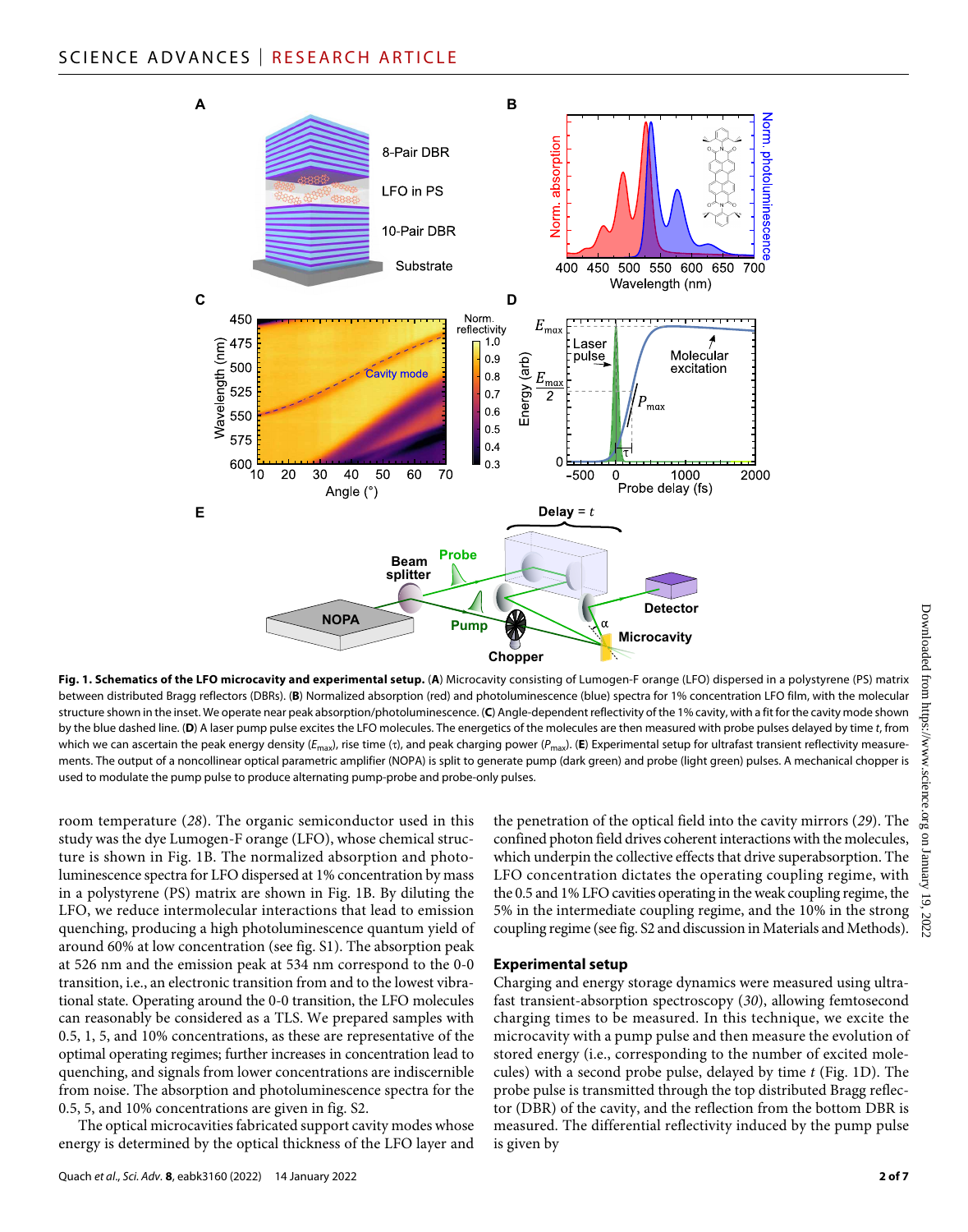A

8-Pair DBR

LFO in PS

10-Pair DBR

Substrate

B

Norm. absorption

Norm. photoluminescence

400 450 500 550 600 650 700

Wavelength (nm)

C

Wavelength (nm)

450 475 500 525 550 575 600

10 20 30 40 50 60 70

Angle (°)

Cavity mode

Norm. reflectivity

1.0 0.9 0.8 0.7 0.6 0.5 0.4 0.3

D

$E_{max}$

$\frac{E_{max}}{2}$

0

Energy (arb)

Laser pulse

Molecular excitation

$P_{max}$

τ

-500 0 1000 2000

Probe delay (fs)

E

Delay = $t$

Beam splitter

Probe

Pump

NOPA

Chopper

Detector

α

Microcavity

**Fig. 1. Schematics of the LFO microcavity and experimental setup.** (**A**) Microcavity consisting of Lumogen-F orange (LFO) dispersed in a polystyrene (PS) matrix between distributed Bragg reflectors (DBRs). (**B**) Normalized absorption (red) and photoluminescence (blue) spectra for 1% concentration LFO film, with the molecular structure shown in the inset. We operate near peak absorption/photoluminescence. (**C**) Angle-dependent reflectivity of the 1% cavity, with a fit for the cavity mode shown by the blue dashed line. (**D**) A laser pump pulse excites the LFO molecules. The energetics of the molecules are then measured with probe pulses delayed by time $t$, from which we can ascertain the peak energy density ($E_{max}$), rise time (τ), and peak charging power ($P_{max}$). (**E**) Experimental setup for ultrafast transient reflectivity measurements. The output of a noncollinear optical parametric amplifier (NOPA) is split to generate pump (dark green) and probe (light green) pulses. A mechanical chopper is used to modulate the pump pulse to produce alternating pump-probe and probe-only pulses.

room temperature (*28*). The organic semiconductor used in this study was the dye Lumogen-F orange (LFO), whose chemical structure is shown in Fig. 1B. The normalized absorption and photoluminescence spectra for LFO dispersed at 1% concentration by mass in a polystyrene (PS) matrix are shown in Fig. 1B. By diluting the LFO, we reduce intermolecular interactions that lead to emission quenching, producing a high photoluminescence quantum yield of around 60% at low concentration (see fig. S1). The absorption peak at 526 nm and the emission peak at 534 nm correspond to the 0-0 transition, i.e., an electronic transition from and to the lowest vibrational state. Operating around the 0-0 transition, the LFO molecules can reasonably be considered as a TLS. We prepared samples with 0.5, 1, 5, and 10% concentrations, as these are representative of the optimal operating regimes; further increases in concentration lead to quenching, and signals from lower concentrations are indiscernible from noise. The absorption and photoluminescence spectra for the 0.5, 5, and 10% concentrations are given in fig. S2.

The optical microcavities fabricated support cavity modes whose energy is determined by the optical thickness of the LFO layer and the penetration of the optical field into the cavity mirrors (*29*). The confined photon field drives coherent interactions with the molecules, which underpin the collective effects that drive superabsorption. The LFO concentration dictates the operating coupling regime, with the 0.5 and 1% LFO cavities operating in the weak coupling regime, the 5% in the intermediate coupling regime, and the 10% in the strong coupling regime (see fig. S2 and discussion in Materials and Methods).

### Experimental setup

Charging and energy storage dynamics were measured using ultrafast transient-absorption spectroscopy (*30*), allowing femtosecond charging times to be measured. In this technique, we excite the microcavity with a pump pulse and then measure the evolution of stored energy (i.e., corresponding to the number of excited molecules) with a second probe pulse, delayed by time $t$ (Fig. 1D). The probe pulse is transmitted through the top distributed Bragg reflector (DBR) of the cavity, and the reflection from the bottom DBR is measured. The differential reflectivity induced by the pump pulse is given by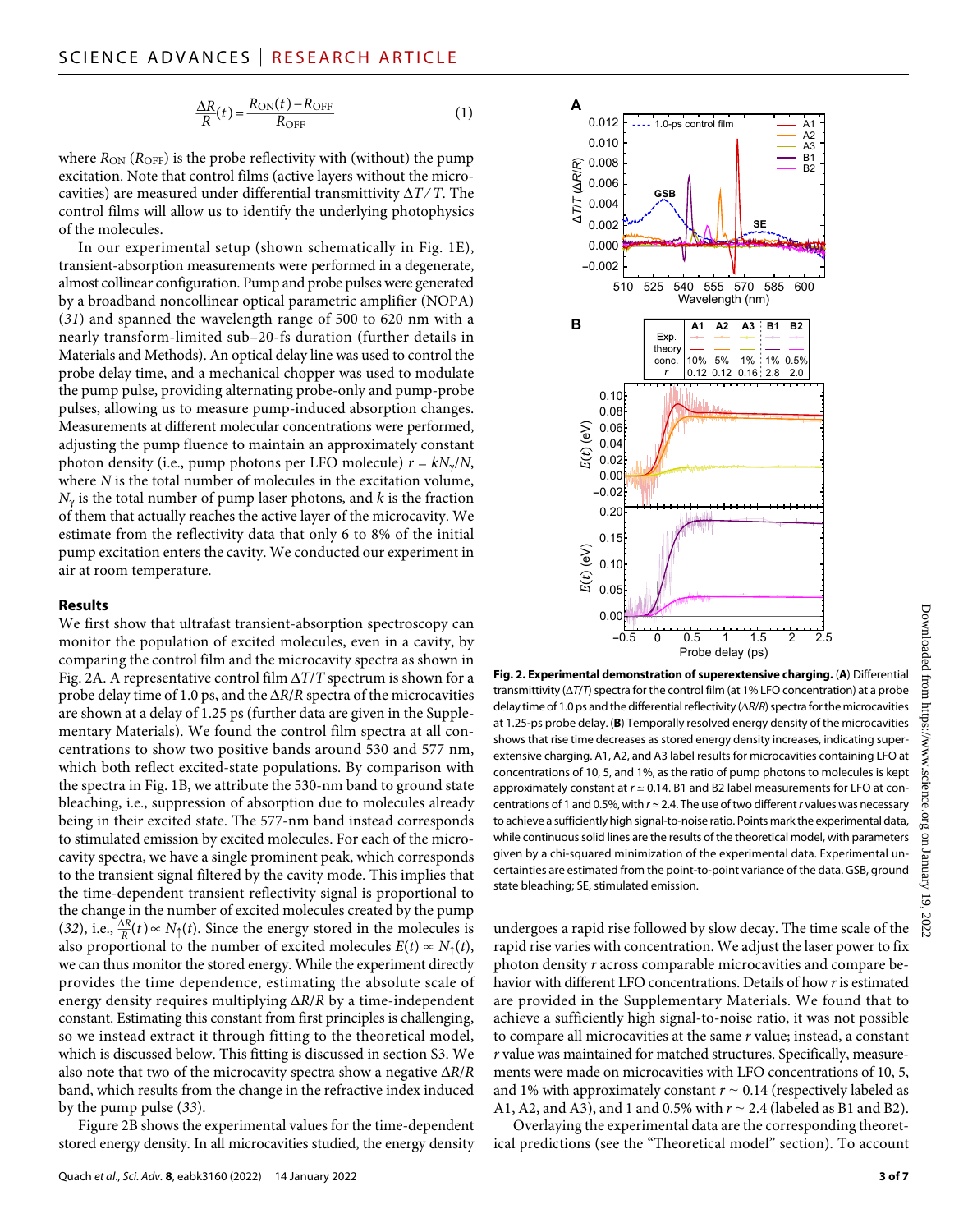$$\frac{\Delta R}{R}(t) = \frac{R_{\mathrm{ON}}(t) - R_{\mathrm{OFF}}}{R_{\mathrm{OFF}}} \tag{1}$$

where $R_{\mathrm{ON}}$ ($R_{\mathrm{OFF}}$) is the probe reflectivity with (without) the pump excitation. Note that control films (active layers without the microcavities) are measured under differential transmittivity $\Delta T/T$. The control films will allow us to identify the underlying photophysics of the molecules.

In our experimental setup (shown schematically in Fig. 1E), transient-absorption measurements were performed in a degenerate, almost collinear configuration. Pump and probe pulses were generated by a broadband noncollinear optical parametric amplifier (NOPA) (*31*) and spanned the wavelength range of 500 to 620 nm with a nearly transform-limited sub–20-fs duration (further details in Materials and Methods). An optical delay line was used to control the probe delay time, and a mechanical chopper was used to modulate the pump pulse, providing alternating probe-only and pump-probe pulses, allowing us to measure pump-induced absorption changes. Measurements at different molecular concentrations were performed, adjusting the pump fluence to maintain an approximately constant photon density (i.e., pump photons per LFO molecule) $r = kN_\gamma/N$, where $N$ is the total number of molecules in the excitation volume, $N_\gamma$ is the total number of pump laser photons, and $k$ is the fraction of them that actually reaches the active layer of the microcavity. We estimate from the reflectivity data that only 6 to 8% of the initial pump excitation enters the cavity. We conducted our experiment in air at room temperature.

## Results

We first show that ultrafast transient-absorption spectroscopy can monitor the population of excited molecules, even in a cavity, by comparing the control film and the microcavity spectra as shown in Fig. 2A. A representative control film $\Delta T/T$ spectrum is shown for a probe delay time of 1.0 ps, and the $\Delta R/R$ spectra of the microcavities are shown at a delay of 1.25 ps (further data are given in the Supplementary Materials). We found the control film spectra at all concentrations to show two positive bands around 530 and 577 nm, which both reflect excited-state populations. By comparison with the spectra in Fig. 1B, we attribute the 530-nm band to ground state bleaching, i.e., suppression of absorption due to molecules already being in their excited state. The 577-nm band instead corresponds to stimulated emission by excited molecules. For each of the microcavity spectra, we have a single prominent peak, which corresponds to the transient signal filtered by the cavity mode. This implies that the time-dependent transient reflectivity signal is proportional to the change in the number of excited molecules created by the pump (*32*), i.e., $\frac{\Delta R}{R}(t) \propto N_\uparrow(t)$. Since the energy stored in the molecules is also proportional to the number of excited molecules $E(t) \propto N_\uparrow(t)$, we can thus monitor the stored energy. While the experiment directly provides the time dependence, estimating the absolute scale of energy density requires multiplying $\Delta R/R$ by a time-independent constant. Estimating this constant from first principles is challenging, so we instead extract it through fitting to the theoretical model, which is discussed below. This fitting is discussed in section S3. We also note that two of the microcavity spectra show a negative $\Delta R/R$ band, which results from the change in the refractive index induced by the pump pulse (*33*).

Figure 2B shows the experimental values for the time-dependent stored energy density. In all microcavities studied, the energy density undergoes a rapid rise followed by slow decay. The time scale of the rapid rise varies with concentration. We adjust the laser power to fix photon density $r$ across comparable microcavities and compare behavior with different LFO concentrations. Details of how $r$ is estimated are provided in the Supplementary Materials. We found that to achieve a sufficiently high signal-to-noise ratio, it was not possible to compare all microcavities at the same $r$ value; instead, a constant $r$ value was maintained for matched structures. Specifically, measurements were made on microcavities with LFO concentrations of 10, 5, and 1% with approximately constant $r \simeq 0.14$ (respectively labeled as A1, A2, and A3), and 1 and 0.5% with $r \simeq 2.4$ (labeled as B1 and B2).

**Fig. 2. Experimental demonstration of superextensive charging.** (**A**) Differential transmittivity ($\Delta T/T$) spectra for the control film (at 1% LFO concentration) at a probe delay time of 1.0 ps and the differential reflectivity ($\Delta R/R$) spectra for the microcavities at 1.25-ps probe delay. (**B**) Temporally resolved energy density of the microcavities shows that rise time decreases as stored energy density increases, indicating superextensive charging. A1, A2, and A3 label results for microcavities containing LFO at concentrations of 10, 5, and 1%, as the ratio of pump photons to molecules is kept approximately constant at $r \simeq 0.14$. B1 and B2 label measurements for LFO at concentrations of 1 and 0.5%, with $r \simeq 2.4$. The use of two different $r$ values was necessary to achieve a sufficiently high signal-to-noise ratio. Points mark the experimental data, while continuous solid lines are the results of the theoretical model, with parameters given by a chi-squared minimization of the experimental data. Experimental uncertainties are estimated from the point-to-point variance of the data. GSB, ground state bleaching; SE, stimulated emission.

Overlaying the experimental data are the corresponding theoretical predictions (see the "Theoretical model" section). To account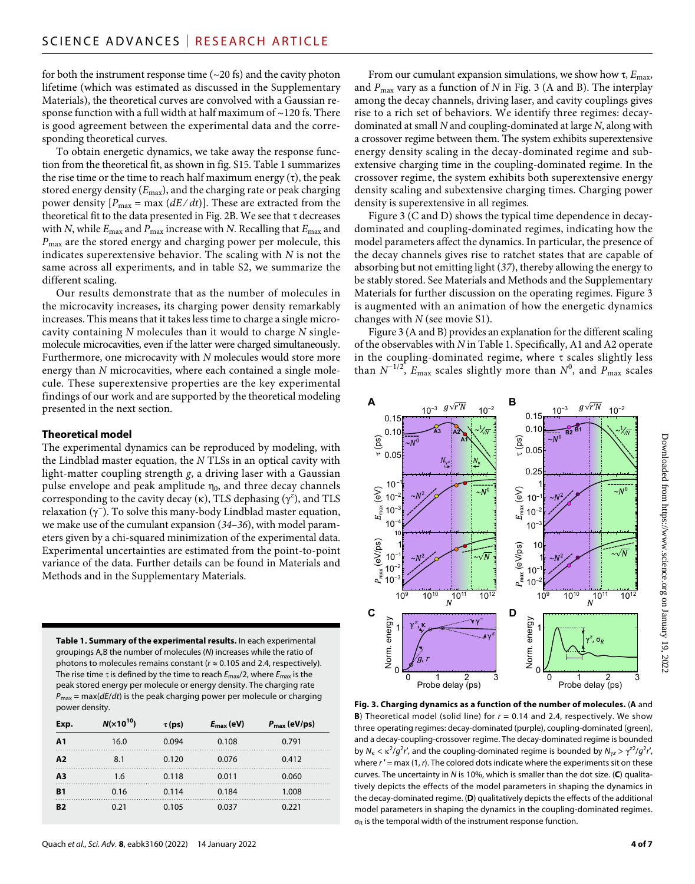for both the instrument response time (~20 fs) and the cavity photon lifetime (which was estimated as discussed in the Supplementary Materials), the theoretical curves are convolved with a Gaussian response function with a full width at half maximum of ~120 fs. There is good agreement between the experimental data and the corresponding theoretical curves.

To obtain energetic dynamics, we take away the response function from the theoretical fit, as shown in fig. S15. Table 1 summarizes the rise time or the time to reach half maximum energy ($\tau$), the peak stored energy density ($E_{max}$), and the charging rate or peak charging power density [$P_{max} = \max(dE/dt)$]. These are extracted from the theoretical fit to the data presented in Fig. 2B. We see that $\tau$ decreases with $N$, while $E_{max}$ and $P_{max}$ increase with $N$. Recalling that $E_{max}$ and $P_{max}$ are the stored energy and charging power per molecule, this indicates superextensive behavior. The scaling with $N$ is not the same across all experiments, and in table S2, we summarize the different scaling.

Our results demonstrate that as the number of molecules in the microcavity increases, its charging power density remarkably increases. This means that it takes less time to charge a single microcavity containing $N$ molecules than it would to charge $N$ single-molecule microcavities, even if the latter were charged simultaneously. Furthermore, one microcavity with $N$ molecules would store more energy than $N$ microcavities, where each contained a single molecule. These superextensive properties are the key experimental findings of our work and are supported by the theoretical modeling presented in the next section.

## Theoretical model

The experimental dynamics can be reproduced by modeling, with the Lindblad master equation, the $N$ TLSs in an optical cavity with light-matter coupling strength $g$, a driving laser with a Gaussian pulse envelope and peak amplitude $\eta_0$, and three decay channels corresponding to the cavity decay ($\kappa$), TLS dephasing ($\gamma^z$), and TLS relaxation ($\gamma^-$). To solve this many-body Lindblad master equation, we make use of the cumulant expansion (34–36), with model parameters given by a chi-squared minimization of the experimental data. Experimental uncertainties are estimated from the point-to-point variance of the data. Further details can be found in Materials and Methods and in the Supplementary Materials.

**Table 1. Summary of the experimental results.** In each experimental groupings A,B the number of molecules ($N$) increases while the ratio of photons to molecules remains constant ($r \approx 0.105$ and 2.4, respectively). The rise time $\tau$ is defined by the time to reach $E_{max}/2$, where $E_{max}$ is the peak stored energy per molecule or energy density. The charging rate $P_{max} = \max(dE/dt)$ is the peak charging power per molecule or charging power density.

| Exp. | $N$($\times 10^{10}$) | $\tau$ (ps) | $E_{max}$ (eV) | $P_{max}$ (eV/ps) |
|---|---|---|---|---|
| A1 | 16.0 | 0.094 | 0.108 | 0.791 |
| A2 | 8.1 | 0.120 | 0.076 | 0.412 |
| A3 | 1.6 | 0.118 | 0.011 | 0.060 |
| B1 | 0.16 | 0.114 | 0.184 | 1.008 |
| B2 | 0.21 | 0.105 | 0.037 | 0.221 |

From our cumulant expansion simulations, we show how $\tau$, $E_{max}$, and $P_{max}$ vary as a function of $N$ in Fig. 3 (A and B). The interplay among the decay channels, driving laser, and cavity couplings gives rise to a rich set of behaviors. We identify three regimes: decay-dominated at small $N$ and coupling-dominated at large $N$, along with a crossover regime between them. The system exhibits superextensive energy density scaling in the decay-dominated regime and subextensive charging time in the coupling-dominated regime. In the crossover regime, the system exhibits both superextensive energy density scaling and subextensive charging times. Charging power density is superextensive in all regimes.

Figure 3 (C and D) shows the typical time dependence in decay-dominated and coupling-dominated regimes, indicating how the model parameters affect the dynamics. In particular, the presence of the decay channels gives rise to ratchet states that are capable of absorbing but not emitting light (37), thereby allowing the energy to be stably stored. See Materials and Methods and the Supplementary Materials for further discussion on the operating regimes. Figure 3 is augmented with an animation of how the energetic dynamics changes with $N$ (see movie S1).

Figure 3 (A and B) provides an explanation for the different scaling of the observables with $N$ in Table 1. Specifically, A1 and A2 operate in the coupling-dominated regime, where $\tau$ scales slightly less than $N^{-1/2}$, $E_{max}$ scales slightly more than $N^0$, and $P_{max}$ scales

A
$10^{-3}$ $g\sqrt{r'N}$ $10^{-2}$
$\tau$ (ps)
0.15
0.10
0.05
~$N^0$
~$1/\sqrt{N}$
A3 A2 A1
$N_{\gamma z}$ $N_\kappa$
$E_{max}$ (eV)
$10^{-1}$ $10^{-2}$ $10^{-3}$ $10^{-4}$
~$N^2$ ~$N^0$
$P_{max}$ (eV/ps)
10 1 $10^{-1}$ $10^{-2}$ $10^{-3}$
~$N^2$ ~$\sqrt{N}$
$10^9$ $10^{10}$ $10^{11}$ $10^{12}$
$N$

B
$10^{-3}$ $g\sqrt{r'N}$ $10^{-2}$
$\tau$ (ps)
0.15
0.10
0.05
~$N^0$
B2 B1
~$1/\sqrt{N}$
$E_{max}$ (eV)
0.25 1 $10^{-1}$ $10^{-2}$ $10^{-3}$
~$N^2$ ~$N^0$
$P_{max}$ (eV/ps)
10 1 $10^{-1}$ $10^{-2}$
~$N^2$ ~$\sqrt{N}$
$10^9$ $10^{10}$ $10^{11}$ $10^{12}$
$N$

C
Norm. energy
1 0
$\gamma^z, \kappa$ $\gamma^-$ $\gamma^z$
$g, r$
0 1 2 3
Probe delay (ps)

D
Norm. energy
1 0
$\gamma^z, \sigma_R$
0 1 2 3
Probe delay (ps)

**Fig. 3. Charging dynamics as a function of the number of molecules.** (**A** and **B**) Theoretical model (solid line) for $r = 0.14$ and 2.4, respectively. We show three operating regimes: decay-dominated (purple), coupling-dominated (green), and a decay-coupling-crossover regime. The decay-dominated regime is bounded by $N_\kappa < \kappa^2/g^2r'$, and the coupling-dominated regime is bounded by $N_{\gamma z} > \gamma^{z2}/g^2r'$, where $r' = \max(1, r)$. The colored dots indicate where the experiments sit on these curves. The uncertainty in $N$ is 10%, which is smaller than the dot size. (**C**) qualitatively depicts the effects of the model parameters in shaping the dynamics in the decay-dominated regime. (**D**) qualitatively depicts the effects of the additional model parameters in shaping the dynamics in the coupling-dominated regimes. $\sigma_R$ is the temporal width of the instrument response function.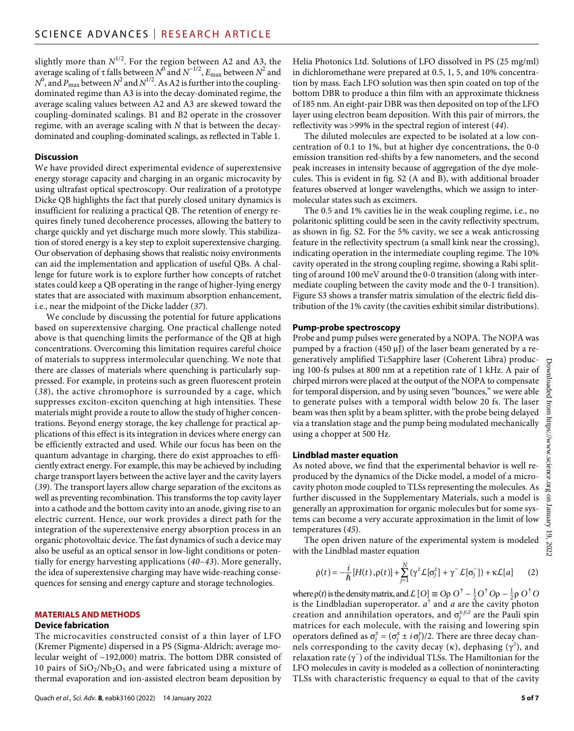slightly more than $N^{1/2}$. For the region between A2 and A3, the average scaling of $\tau$ falls between $N^0$ and $N^{-1/2}$, $E_{\max}$ between $N^2$ and $N^0$, and $P_{\max}$ between $N^2$ and $N^{1/2}$. As A2 is further into the coupling-dominated regime than A3 is into the decay-dominated regime, the average scaling values between A2 and A3 are skewed toward the coupling-dominated scalings. B1 and B2 operate in the crossover regime, with an average scaling with $N$ that is between the decay-dominated and coupling-dominated scalings, as reflected in Table 1.

## Discussion

We have provided direct experimental evidence of superextensive energy storage capacity and charging in an organic microcavity by using ultrafast optical spectroscopy. Our realization of a prototype Dicke QB highlights the fact that purely closed unitary dynamics is insufficient for realizing a practical QB. The retention of energy requires finely tuned decoherence processes, allowing the battery to charge quickly and yet discharge much more slowly. This stabilization of stored energy is a key step to exploit superextensive charging. Our observation of dephasing shows that realistic noisy environments can aid the implementation and application of useful QBs. A challenge for future work is to explore further how concepts of ratchet states could keep a QB operating in the range of higher-lying energy states that are associated with maximum absorption enhancement, i.e., near the midpoint of the Dicke ladder (37).

We conclude by discussing the potential for future applications based on superextensive charging. One practical challenge noted above is that quenching limits the performance of the QB at high concentrations. Overcoming this limitation requires careful choice of materials to suppress intermolecular quenching. We note that there are classes of materials where quenching is particularly suppressed. For example, in proteins such as green fluorescent protein (38), the active chromophore is surrounded by a cage, which suppresses exciton-exciton quenching at high intensities. These materials might provide a route to allow the study of higher concentrations. Beyond energy storage, the key challenge for practical applications of this effect is its integration in devices where energy can be efficiently extracted and used. While our focus has been on the quantum advantage in charging, there do exist approaches to efficiently extract energy. For example, this may be achieved by including charge transport layers between the active layer and the cavity layers (39). The transport layers allow charge separation of the excitons as well as preventing recombination. This transforms the top cavity layer into a cathode and the bottom cavity into an anode, giving rise to an electric current. Hence, our work provides a direct path for the integration of the superextensive energy absorption process in an organic photovoltaic device. The fast dynamics of such a device may also be useful as an optical sensor in low-light conditions or potentially for energy harvesting applications (40–43). More generally, the idea of superextensive charging may have wide-reaching consequences for sensing and energy capture and storage technologies.

## MATERIALS AND METHODS

### Device fabrication

The microcavities constructed consist of a thin layer of LFO (Kremer Pigmente) dispersed in a PS (Sigma-Aldrich; average molecular weight of ~192,000) matrix. The bottom DBR consisted of 10 pairs of $SiO_2/Nb_2O_5$ and were fabricated using a mixture of thermal evaporation and ion-assisted electron beam deposition by Helia Photonics Ltd. Solutions of LFO dissolved in PS (25 mg/ml) in dichloromethane were prepared at 0.5, 1, 5, and 10% concentration by mass. Each LFO solution was then spin coated on top of the bottom DBR to produce a thin film with an approximate thickness of 185 nm. An eight-pair DBR was then deposited on top of the LFO layer using electron beam deposition. With this pair of mirrors, the reflectivity was >99% in the spectral region of interest (44).

The diluted molecules are expected to be isolated at a low concentration of 0.1 to 1%, but at higher dye concentrations, the 0-0 emission transition red-shifts by a few nanometers, and the second peak increases in intensity because of aggregation of the dye molecules. This is evident in fig. S2 (A and B), with additional broader features observed at longer wavelengths, which we assign to intermolecular states such as excimers.

The 0.5 and 1% cavities lie in the weak coupling regime, i.e., no polaritonic splitting could be seen in the cavity reflectivity spectrum, as shown in fig. S2. For the 5% cavity, we see a weak anticrossing feature in the reflectivity spectrum (a small kink near the crossing), indicating operation in the intermediate coupling regime. The 10% cavity operated in the strong coupling regime, showing a Rabi splitting of around 100 meV around the 0-0 transition (along with intermediate coupling between the cavity mode and the 0-1 transition). Figure S3 shows a transfer matrix simulation of the electric field distribution of the 1% cavity (the cavities exhibit similar distributions).

### Pump-probe spectroscopy

Probe and pump pulses were generated by a NOPA. The NOPA was pumped by a fraction (450 μJ) of the laser beam generated by a regeneratively amplified Ti:Sapphire laser (Coherent Libra) producing 100-fs pulses at 800 nm at a repetition rate of 1 kHz. A pair of chirped mirrors were placed at the output of the NOPA to compensate for temporal dispersion, and by using seven "bounces," we were able to generate pulses with a temporal width below 20 fs. The laser beam was then split by a beam splitter, with the probe being delayed via a translation stage and the pump being modulated mechanically using a chopper at 500 Hz.

### Lindblad master equation

As noted above, we find that the experimental behavior is well reproduced by the dynamics of the Dicke model, a model of a microcavity photon mode coupled to TLSs representing the molecules. As further discussed in the Supplementary Materials, such a model is generally an approximation for organic molecules but for some systems can become a very accurate approximation in the limit of low temperatures (45).

The open driven nature of the experimental system is modeled with the Lindblad master equation

$$\dot{\rho}(t) = -\frac{i}{\hbar}[H(t), \rho(t)] + \sum_{j=1}^{N}(\gamma^z \mathcal{L}[\sigma_j^z] + \gamma^- \mathcal{L}[\sigma_j^-]) + \kappa \mathcal{L}[a] \qquad (2)$$

where $\rho(t)$ is the density matrix, and $\mathcal{L}[O] \equiv O\rho O^\dagger - \frac{1}{2}O^\dagger O\rho - \frac{1}{2}\rho O^\dagger O$ is the Lindbladian superoperator. $a^\dagger$ and $a$ are the cavity photon creation and annihilation operators, and $\sigma_j^{x,y,z}$ are the Pauli spin matrices for each molecule, with the raising and lowering spin operators defined as $\sigma_j^{\pm} = (\sigma_j^x \pm i\sigma_j^y)/2$. There are three decay channels corresponding to the cavity decay ($\kappa$), dephasing ($\gamma^z$), and relaxation rate ($\gamma^-$) of the individual TLSs. The Hamiltonian for the LFO molecules in cavity is modeled as a collection of noninteracting TLSs with characteristic frequency $\omega$ equal to that of the cavity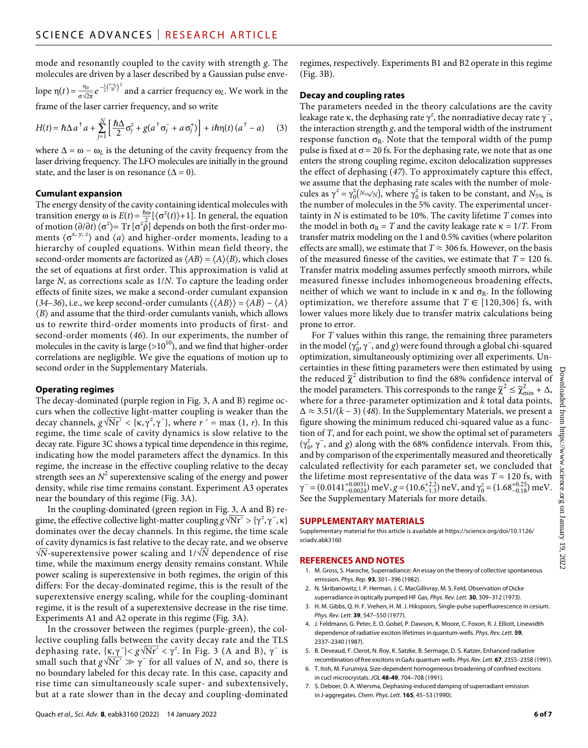mode and resonantly coupled to the cavity with strength $g$. The molecules are driven by a laser described by a Gaussian pulse envelope $\eta(t) = \frac{\eta_0}{\sigma\sqrt{2\pi}} e^{-\frac{1}{2}\left(\frac{t-t_0}{\sigma}\right)^2}$ and a carrier frequency $\omega_L$. We work in the frame of the laser carrier frequency, and so write

$$H(t) = \hbar\Delta a^\dagger a + \sum_{j=1}^{N}\left[\frac{\hbar\Delta}{2}\sigma_j^z + g(a^\dagger\sigma_j^- + a\sigma_j^+)\right] + i\hbar\eta(t)(a^\dagger - a) \quad (3)$$

where $\Delta = \omega - \omega_L$ is the detuning of the cavity frequency from the laser driving frequency. The LFO molecules are initially in the ground state, and the laser is on resonance ($\Delta = 0$).

### Cumulant expansion

The energy density of the cavity containing identical molecules with transition energy $\omega$ is $E(t) = \frac{\hbar\omega}{2}[\langle\sigma^z(t)\rangle + 1]$. In general, the equation of motion $(\partial/\partial t)\langle\sigma^z\rangle = \mathrm{Tr}[\sigma^z\dot{\rho}]$ depends on both the first-order moments $\langle\sigma^{x,y,z}\rangle$ and $\langle a\rangle$ and higher-order moments, leading to a hierarchy of coupled equations. Within mean field theory, the second-order moments are factorized as $\langle AB\rangle = \langle A\rangle\langle B\rangle$, which closes the set of equations at first order. This approximation is valid at large $N$, as corrections scale as $1/N$. To capture the leading order effects of finite sizes, we make a second-order cumulant expansion (*34–36*), i.e., we keep second-order cumulants $\langle\langle AB\rangle\rangle = \langle AB\rangle - \langle A\rangle\langle B\rangle$ and assume that the third-order cumulants vanish, which allows us to rewrite third-order moments into products of first- and second-order moments (*46*). In our experiments, the number of molecules in the cavity is large ($>10^{10}$), and we find that higher-order correlations are negligible. We give the equations of motion up to second order in the Supplementary Materials.

### Operating regimes

The decay-dominated (purple region in Fig. 3, A and B) regime occurs when the collective light-matter coupling is weaker than the decay channels, $g\sqrt{Nr'} < \{\kappa, \gamma^z, \gamma^-\}$, where $r' = \max(1, r)$. In this regime, the time scale of cavity dynamics is slow relative to the decay rate. Figure 3C shows a typical time dependence in this regime, indicating how the model parameters affect the dynamics. In this regime, the increase in the effective coupling relative to the decay strength sees an $N^2$ superextensive scaling of the energy and power density, while rise time remains constant. Experiment A3 operates near the boundary of this regime (Fig. 3A).

In the coupling-dominated (green region in Fig. 3, A and B) regime, the effective collective light-matter coupling $g\sqrt{Nr'} > \{\gamma^z, \gamma^-, \kappa\}$ dominates over the decay channels. In this regime, the time scale of cavity dynamics is fast relative to the decay rate, and we observe $\sqrt{N}$-superextensive power scaling and $1/\sqrt{N}$ dependence of rise time, while the maximum energy density remains constant. While power scaling is superextensive in both regimes, the origin of this differs: For the decay-dominated regime, this is the result of the superextensive energy scaling, while for the coupling-dominant regime, it is the result of a superextensive decrease in the rise time. Experiments A1 and A2 operate in this regime (Fig. 3A).

In the crossover between the regimes (purple-green), the collective coupling falls between the cavity decay rate and the TLS dephasing rate, $\{\kappa, \gamma^-\} < g\sqrt{Nr'} < \gamma^z$. In Fig. 3 (A and B), $\gamma^-$ is small such that $g\sqrt{Nr'} \gg \gamma^-$ for all values of $N$, and so, there is no boundary labeled for this decay rate. In this case, capacity and rise time can simultaneously scale super- and subextensively, but at a rate slower than in the decay and coupling-dominated regimes, respectively. Experiments B1 and B2 operate in this regime (Fig. 3B).

### Decay and coupling rates

The parameters needed in the theory calculations are the cavity leakage rate $\kappa$, the dephasing rate $\gamma^z$, the nonradiative decay rate $\gamma^-$, the interaction strength $g$, and the temporal width of the instrument response function $\sigma_R$. Note that the temporal width of the pump pulse is fixed at $\sigma = 20$ fs. For the dephasing rate, we note that as one enters the strong coupling regime, exciton delocalization suppresses the effect of dephasing (*47*). To approximately capture this effect, we assume that the dephasing rate scales with the number of molecules as $\gamma^z = \gamma_0^z(N_{5\%}/N)$, where $\gamma_0^z$ is taken to be constant, and $N_{5\%}$ is the number of molecules in the 5% cavity. The experimental uncertainty in $N$ is estimated to be 10%. The cavity lifetime $T$ comes into the model in both $\sigma_R = T$ and the cavity leakage rate $\kappa = 1/T$. From transfer matrix modeling on the 1 and 0.5% cavities (where polariton effects are small), we estimate that $T \approx 306$ fs. However, on the basis of the measured finesse of the cavities, we estimate that $T = 120$ fs. Transfer matrix modeling assumes perfectly smooth mirrors, while measured finesse includes inhomogeneous broadening effects, neither of which we want to include in $\kappa$ and $\sigma_R$. In the following optimization, we therefore assume that $T \in [120,306]$ fs, with lower values more likely due to transfer matrix calculations being prone to error.

For $T$ values within this range, the remaining three parameters in the model ($\gamma_0^z$, $\gamma^-$, and $g$) were found through a global chi-squared optimization, simultaneously optimizing over all experiments. Uncertainties in these fitting parameters were then estimated by using the reduced $\tilde{\chi}^2$ distribution to find the 68% confidence interval of the model parameters. This corresponds to the range $\tilde{\chi}^2 \leq \tilde{\chi}^2_{\min} + \Delta$, where for a three-parameter optimization and $k$ total data points, $\Delta \approx 3.51/(k-3)$ (*48*). In the Supplementary Materials, we present a figure showing the minimum reduced chi-squared value as a function of $T$, and for each point, we show the optimal set of parameters ($\gamma_0^z$, $\gamma^-$, and $g$) along with the 68% confidence intervals. From this, and by comparison of the experimentally measured and theoretically calculated reflectivity for each parameter set, we concluded that the lifetime most representative of the data was $T = 120$ fs, with $\gamma^- = (0.0141^{+0.0031}_{-0.0024})$ meV, $g = (10.6^{+2.2}_{-1.3})$ neV, and $\gamma_0^z = (1.68^{+0.25}_{-0.18})$ meV. See the Supplementary Materials for more details.

## SUPPLEMENTARY MATERIALS

Supplementary material for this article is available at https://science.org/doi/10.1126/sciadv.abk3160

## REFERENCES AND NOTES

1. M. Gross, S. Haroche, Superradiance: An essay on the theory of collective spontaneous emission. *Phys. Rep.* **93**, 301–396 (1982).
2. N. Skribanowitz, I. P. Herman, J. C. MacGillivray, M. S. Feld, Observation of Dicke superradiance in optically pumped HF Gas. *Phys. Rev. Lett.* **30**, 309–312 (1973).
3. H. M. Gibbs, Q. H. F. Vrehen, H. M. J. Hikspoors, Single-pulse superfluorescence in cesium. *Phys. Rev. Lett.* **39**, 547–550 (1977).
4. J. Feldmann, G. Peter, E. O. Gobel, P. Dawson, K. Moore, C. Foxon, R. J. Elliott, Linewidth dependence of radiative exciton lifetimes in quantum-wells. *Phys. Rev. Lett.* **59**, 2337–2340 (1987).
5. B. Deveaud, F. Clerot, N. Roy, K. Satzke, B. Sermage, D. S. Katzer, Enhanced radiative recombination of free excitons in GaAs quantum wells. *Phys. Rev. Lett.* **67**, 2355–2358 (1991).
6. T. Itoh, M. Furumiya, Size-dependent homogeneous broadening of confined excitons in cucl microcrystals. *JOL* **48-49**, 704–708 (1991).
7. S. Deboer, D. A. Wiersma, Dephasing-induced damping of superradiant emission in J-aggregates. *Chem. Phys. Lett.* **165**, 45–53 (1990).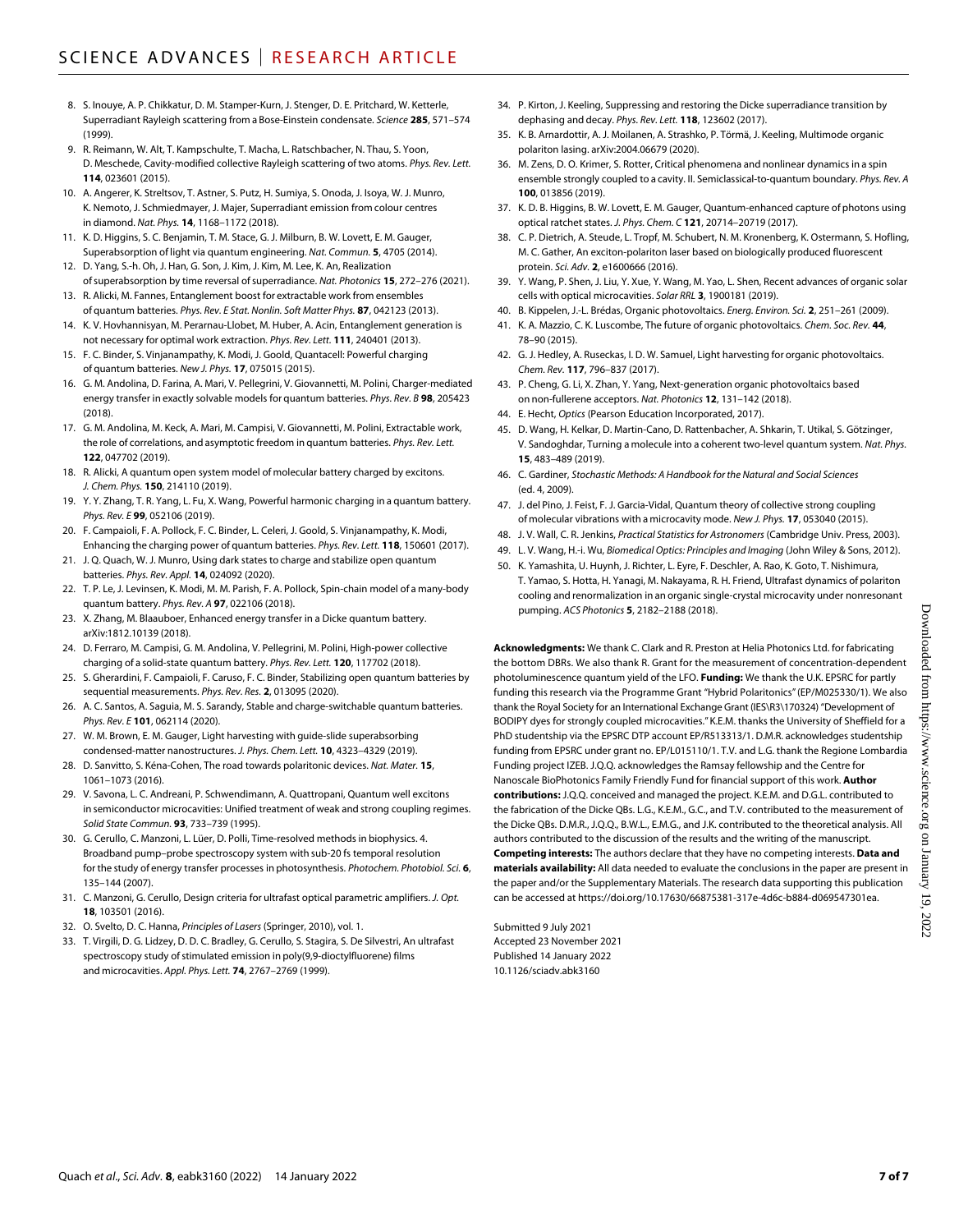8. S. Inouye, A. P. Chikkatur, D. M. Stamper-Kurn, J. Stenger, D. E. Pritchard, W. Ketterle, Superradiant Rayleigh scattering from a Bose-Einstein condensate. *Science* **285**, 571–574 (1999).
9. R. Reimann, W. Alt, T. Kampschulte, T. Macha, L. Ratschbacher, N. Thau, S. Yoon, D. Meschede, Cavity-modified collective Rayleigh scattering of two atoms. *Phys. Rev. Lett.* **114**, 023601 (2015).
10. A. Angerer, K. Streltsov, T. Astner, S. Putz, H. Sumiya, S. Onoda, J. Isoya, W. J. Munro, K. Nemoto, J. Schmiedmayer, J. Majer, Superradiant emission from colour centres in diamond. *Nat. Phys.* **14**, 1168–1172 (2018).
11. K. D. Higgins, S. C. Benjamin, T. M. Stace, G. J. Milburn, B. W. Lovett, E. M. Gauger, Superabsorption of light via quantum engineering. *Nat. Commun.* **5**, 4705 (2014).
12. D. Yang, S.-h. Oh, J. Han, G. Son, J. Kim, J. Kim, M. Lee, K. An, Realization of superabsorption by time reversal of superradiance. *Nat. Photonics* **15**, 272–276 (2021).
13. R. Alicki, M. Fannes, Entanglement boost for extractable work from ensembles of quantum batteries. *Phys. Rev. E Stat. Nonlin. Soft Matter Phys.* **87**, 042123 (2013).
14. K. V. Hovhannisyan, M. Perarnau-Llobet, M. Huber, A. Acin, Entanglement generation is not necessary for optimal work extraction. *Phys. Rev. Lett.* **111**, 240401 (2013).
15. F. C. Binder, S. Vinjanampathy, K. Modi, J. Goold, Quantacell: Powerful charging of quantum batteries. *New J. Phys.* **17**, 075015 (2015).
16. G. M. Andolina, D. Farina, A. Mari, V. Pellegrini, V. Giovannetti, M. Polini, Charger-mediated energy transfer in exactly solvable models for quantum batteries. *Phys. Rev. B* **98**, 205423 (2018).
17. G. M. Andolina, M. Keck, A. Mari, M. Campisi, V. Giovannetti, M. Polini, Extractable work, the role of correlations, and asymptotic freedom in quantum batteries. *Phys. Rev. Lett.* **122**, 047702 (2019).
18. R. Alicki, A quantum open system model of molecular battery charged by excitons. *J. Chem. Phys.* **150**, 214110 (2019).
19. Y. Y. Zhang, T. R. Yang, L. Fu, X. Wang, Powerful harmonic charging in a quantum battery. *Phys. Rev. E* **99**, 052106 (2019).
20. F. Campaioli, F. A. Pollock, F. C. Binder, L. Celeri, J. Goold, S. Vinjanampathy, K. Modi, Enhancing the charging power of quantum batteries. *Phys. Rev. Lett.* **118**, 150601 (2017).
21. J. Q. Quach, W. J. Munro, Using dark states to charge and stabilize open quantum batteries. *Phys. Rev. Appl.* **14**, 024092 (2020).
22. T. P. Le, J. Levinsen, K. Modi, M. M. Parish, F. A. Pollock, Spin-chain model of a many-body quantum battery. *Phys. Rev. A* **97**, 022106 (2018).
23. X. Zhang, M. Blaauboer, Enhanced energy transfer in a Dicke quantum battery. arXiv:1812.10139 (2018).
24. D. Ferraro, M. Campisi, G. M. Andolina, V. Pellegrini, M. Polini, High-power collective charging of a solid-state quantum battery. *Phys. Rev. Lett.* **120**, 117702 (2018).
25. S. Gherardini, F. Campaioli, F. Caruso, F. C. Binder, Stabilizing open quantum batteries by sequential measurements. *Phys. Rev. Res.* **2**, 013095 (2020).
26. A. C. Santos, A. Saguia, M. S. Sarandy, Stable and charge-switchable quantum batteries. *Phys. Rev. E* **101**, 062114 (2020).
27. W. M. Brown, E. M. Gauger, Light harvesting with guide-slide superabsorbing condensed-matter nanostructures. *J. Phys. Chem. Lett.* **10**, 4323–4329 (2019).
28. D. Sanvitto, S. Kéna-Cohen, The road towards polaritonic devices. *Nat. Mater.* **15**, 1061–1073 (2016).
29. V. Savona, L. C. Andreani, P. Schwendimann, A. Quattropani, Quantum well excitons in semiconductor microcavities: Unified treatment of weak and strong coupling regimes. *Solid State Commun.* **93**, 733–739 (1995).
30. G. Cerullo, C. Manzoni, L. Lüer, D. Polli, Time-resolved methods in biophysics. 4. Broadband pump–probe spectroscopy system with sub-20 fs temporal resolution for the study of energy transfer processes in photosynthesis. *Photochem. Photobiol. Sci.* **6**, 135–144 (2007).
31. C. Manzoni, G. Cerullo, Design criteria for ultrafast optical parametric amplifiers. *J. Opt.* **18**, 103501 (2016).
32. O. Svelto, D. C. Hanna, *Principles of Lasers* (Springer, 2010), vol. 1.
33. T. Virgili, D. G. Lidzey, D. D. C. Bradley, G. Cerullo, S. Stagira, S. De Silvestri, An ultrafast spectroscopy study of stimulated emission in poly(9,9-dioctylfluorene) films and microcavities. *Appl. Phys. Lett.* **74**, 2767–2769 (1999).
34. P. Kirton, J. Keeling, Suppressing and restoring the Dicke superradiance transition by dephasing and decay. *Phys. Rev. Lett.* **118**, 123602 (2017).
35. K. B. Arnardottir, A. J. Moilanen, A. Strashko, P. Törmä, J. Keeling, Multimode organic polariton lasing. arXiv:2004.06679 (2020).
36. M. Zens, D. O. Krimer, S. Rotter, Critical phenomena and nonlinear dynamics in a spin ensemble strongly coupled to a cavity. II. Semiclassical-to-quantum boundary. *Phys. Rev. A* **100**, 013856 (2019).
37. K. D. B. Higgins, B. W. Lovett, E. M. Gauger, Quantum-enhanced capture of photons using optical ratchet states. *J. Phys. Chem. C* **121**, 20714–20719 (2017).
38. C. P. Dietrich, A. Steude, L. Tropf, M. Schubert, N. M. Kronenberg, K. Ostermann, S. Hofling, M. C. Gather, An exciton-polariton laser based on biologically produced fluorescent protein. *Sci. Adv.* **2**, e1600666 (2016).
39. Y. Wang, P. Shen, J. Liu, Y. Xue, Y. Wang, M. Yao, L. Shen, Recent advances of organic solar cells with optical microcavities. *Solar RRL* **3**, 1900181 (2019).
40. B. Kippelen, J.-L. Brédas, Organic photovoltaics. *Energ. Environ. Sci.* **2**, 251–261 (2009).
41. K. A. Mazzio, C. K. Luscombe, The future of organic photovoltaics. *Chem. Soc. Rev.* **44**, 78–90 (2015).
42. G. J. Hedley, A. Ruseckas, I. D. W. Samuel, Light harvesting for organic photovoltaics. *Chem. Rev.* **117**, 796–837 (2017).
43. P. Cheng, G. Li, X. Zhan, Y. Yang, Next-generation organic photovoltaics based on non-fullerene acceptors. *Nat. Photonics* **12**, 131–142 (2018).
44. E. Hecht, *Optics* (Pearson Education Incorporated, 2017).
45. D. Wang, H. Kelkar, D. Martin-Cano, D. Rattenbacher, A. Shkarin, T. Utikal, S. Götzinger, V. Sandoghdar, Turning a molecule into a coherent two-level quantum system. *Nat. Phys.* **15**, 483–489 (2019).
46. C. Gardiner, *Stochastic Methods: A Handbook for the Natural and Social Sciences* (ed. 4, 2009).
47. J. del Pino, J. Feist, F. J. Garcia-Vidal, Quantum theory of collective strong coupling of molecular vibrations with a microcavity mode. *New J. Phys.* **17**, 053040 (2015).
48. J. V. Wall, C. R. Jenkins, *Practical Statistics for Astronomers* (Cambridge Univ. Press, 2003).
49. L. V. Wang, H.-i. Wu, *Biomedical Optics: Principles and Imaging* (John Wiley & Sons, 2012).
50. K. Yamashita, U. Huynh, J. Richter, L. Eyre, F. Deschler, A. Rao, K. Goto, T. Nishimura, T. Yamao, S. Hotta, H. Yanagi, M. Nakayama, R. H. Friend, Ultrafast dynamics of polariton cooling and renormalization in an organic single-crystal microcavity under nonresonant pumping. *ACS Photonics* **5**, 2182–2188 (2018).

**Acknowledgments:** We thank C. Clark and R. Preston at Helia Photonics Ltd. for fabricating the bottom DBRs. We also thank R. Grant for the measurement of concentration-dependent photoluminescence quantum yield of the LFO. **Funding:** We thank the U.K. EPSRC for partly funding this research via the Programme Grant "Hybrid Polaritonics" (EP/M025330/1). We also thank the Royal Society for an International Exchange Grant (IES\R3\170324) "Development of BODIPY dyes for strongly coupled microcavities." K.E.M. thanks the University of Sheffield for a PhD studentship via the EPSRC DTP account EP/R513313/1. D.M.R. acknowledges studentship funding from EPSRC under grant no. EP/L015110/1. T.V. and L.G. thank the Regione Lombardia Funding project IZEB. J.Q.Q. acknowledges the Ramsay fellowship and the Centre for Nanoscale BioPhotonics Family Friendly Fund for financial support of this work. **Author contributions:** J.Q.Q. conceived and managed the project. K.E.M. and D.G.L. contributed to the fabrication of the Dicke QBs. L.G., K.E.M., G.C., and T.V. contributed to the measurement of the Dicke QBs. D.M.R., J.Q.Q., B.W.L., E.M.G., and J.K. contributed to the theoretical analysis. All authors contributed to the discussion of the results and the writing of the manuscript. **Competing interests:** The authors declare that they have no competing interests. **Data and materials availability:** All data needed to evaluate the conclusions in the paper are present in the paper and/or the Supplementary Materials. The research data supporting this publication can be accessed at https://doi.org/10.17630/66875381-317e-4d6c-b884-d069547301ea.

Submitted 9 July 2021
Accepted 23 November 2021
Published 14 January 2022
10.1126/sciadv.abk3160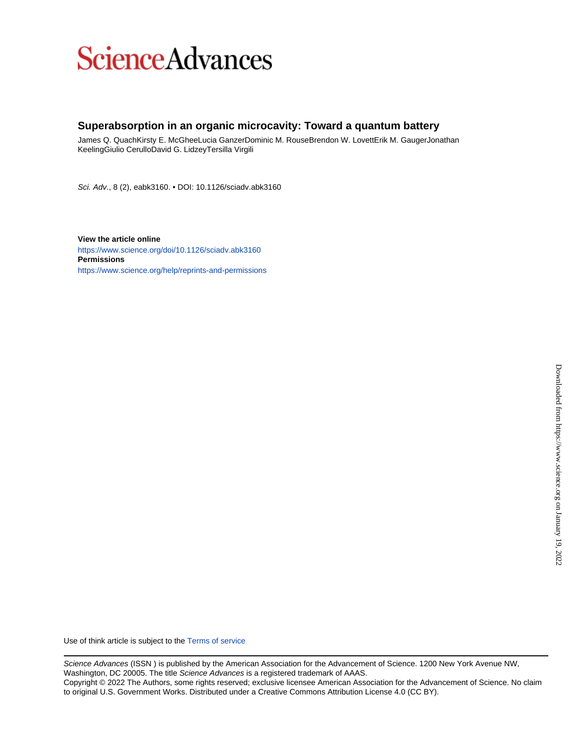# Science Advances

## Superabsorption in an organic microcavity: Toward a quantum battery

James Q. QuachKirsty E. McGheeLucia GanzerDominic M. RouseBrendon W. LovettErik M. GaugerJonathan KeelingGiulio CerulloDavid G. LidzeyTersilla Virgili

*Sci. Adv.*, 8 (2), eabk3160. • DOI: 10.1126/sciadv.abk3160

**View the article online**
https://www.science.org/doi/10.1126/sciadv.abk3160
**Permissions**
https://www.science.org/help/reprints-and-permissions

Use of think article is subject to the Terms of service

*Science Advances* (ISSN ) is published by the American Association for the Advancement of Science. 1200 New York Avenue NW, Washington, DC 20005. The title *Science Advances* is a registered trademark of AAAS.
Copyright © 2022 The Authors, some rights reserved; exclusive licensee American Association for the Advancement of Science. No claim to original U.S. Government Works. Distributed under a Creative Commons Attribution License 4.0 (CC BY).